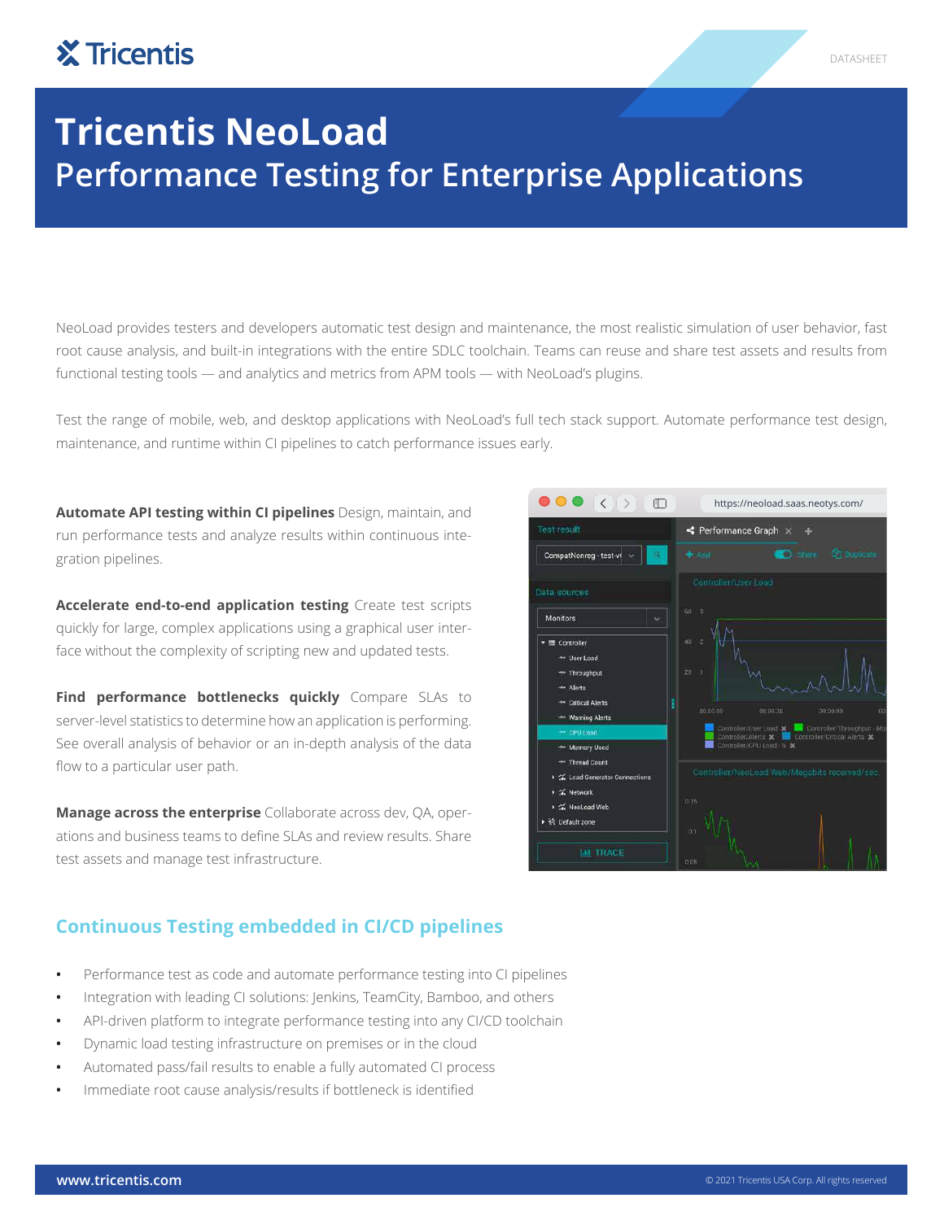# Tricentis NeoLoad

## Performance Testing for Enterprise Applications

NeoLoad provides testers and developers automatic test design and maintenance, the most realistic simulation of user behavior, fast root cause analysis, and built-in integrations with the entire SDLC toolchain. Teams can reuse and share test assets and results from functional testing tools — and analytics and metrics from APM tools — with NeoLoad's plugins.

Test the range of mobile, web, and desktop applications with NeoLoad's full tech stack support. Automate performance test design, maintenance, and runtime within CI pipelines to catch performance issues early.

**Automate API testing within CI pipelines** Design, maintain, and run performance tests and analyze results within continuous integration pipelines.

**Accelerate end-to-end application testing** Create test scripts quickly for large, complex applications using a graphical user interface without the complexity of scripting new and updated tests.

**Find performance bottlenecks quickly** Compare SLAs to server-level statistics to determine how an application is performing. See overall analysis of behavior or an in-depth analysis of the data flow to a particular user path.

**Manage across the enterprise** Collaborate across dev, QA, operations and business teams to define SLAs and review results. Share test assets and manage test infrastructure.

## Continuous Testing embedded in CI/CD pipelines

- Performance test as code and automate performance testing into CI pipelines
- Integration with leading CI solutions: Jenkins, TeamCity, Bamboo, and others
- API-driven platform to integrate performance testing into any CI/CD toolchain
- Dynamic load testing infrastructure on premises or in the cloud
- Automated pass/fail results to enable a fully automated CI process
- Immediate root cause analysis/results if bottleneck is identified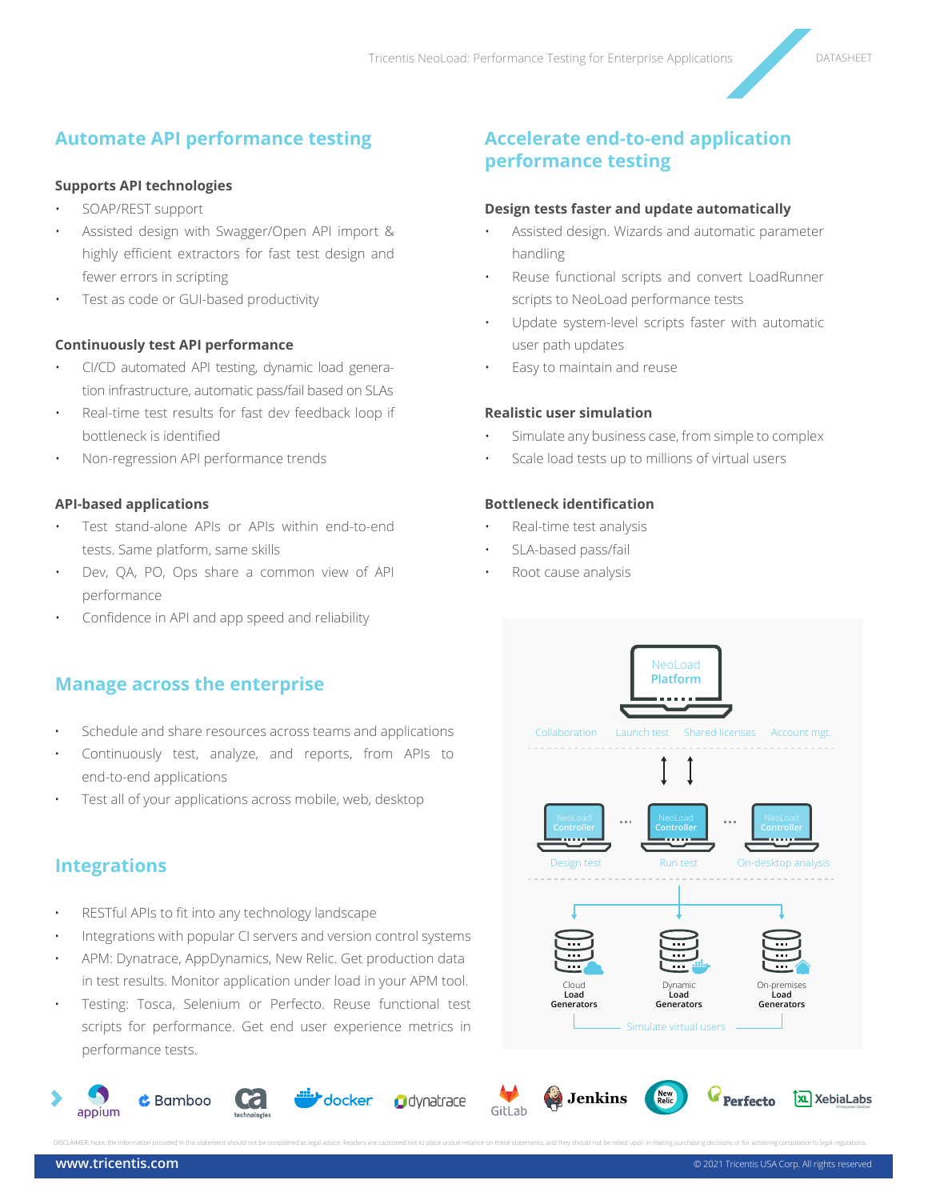## Automate API performance testing

**Supports API technologies**

- SOAP/REST support
- Assisted design with Swagger/Open API import & highly efficient extractors for fast test design and fewer errors in scripting
- Test as code or GUI-based productivity

**Continuously test API performance**

- CI/CD automated API testing, dynamic load generation infrastructure, automatic pass/fail based on SLAs
- Real-time test results for fast dev feedback loop if bottleneck is identified
- Non-regression API performance trends

**API-based applications**

- Test stand-alone APIs or APIs within end-to-end tests. Same platform, same skills
- Dev, QA, PO, Ops share a common view of API performance
- Confidence in API and app speed and reliability

## Manage across the enterprise

- Schedule and share resources across teams and applications
- Continuously test, analyze, and reports, from APIs to end-to-end applications
- Test all of your applications across mobile, web, desktop

## Integrations

- RESTful APIs to fit into any technology landscape
- Integrations with popular CI servers and version control systems
- APM: Dynatrace, AppDynamics, New Relic. Get production data in test results. Monitor application under load in your APM tool.
- Testing: Tosca, Selenium or Perfecto. Reuse functional test scripts for performance. Get end user experience metrics in performance tests.

## Accelerate end-to-end application performance testing

**Design tests faster and update automatically**

- Assisted design. Wizards and automatic parameter handling
- Reuse functional scripts and convert LoadRunner scripts to NeoLoad performance tests
- Update system-level scripts faster with automatic user path updates
- Easy to maintain and reuse

**Realistic user simulation**

- Simulate any business case, from simple to complex
- Scale load tests up to millions of virtual users

**Bottleneck identification**

- Real-time test analysis
- SLA-based pass/fail
- Root cause analysis

NeoLoad Platform

Collaboration
Launch test
Shared licenses
Account mgt.

NeoLoad Controller
NeoLoad Controller
NeoLoad Controller

Design test
Run test
On-desktop analysis

Cloud Load Generators
Dynamic Load Generators
On-premises Load Generators

Simulate virtual users

appium · Bamboo · ca technologies · docker · dynatrace · GitLab · Jenkins · New Relic · Perfecto · XebiaLabs

DISCLAIMER: Note, the information provided in this statement should not be considered as legal advice. Readers are cautioned not to place undue reliance on these statements, and they should not be relied upon in making purchasing decisions or for achieving compliance to legal regulations.

www.tricentis.com

© 2021 Tricentis USA Corp. All rights reserved